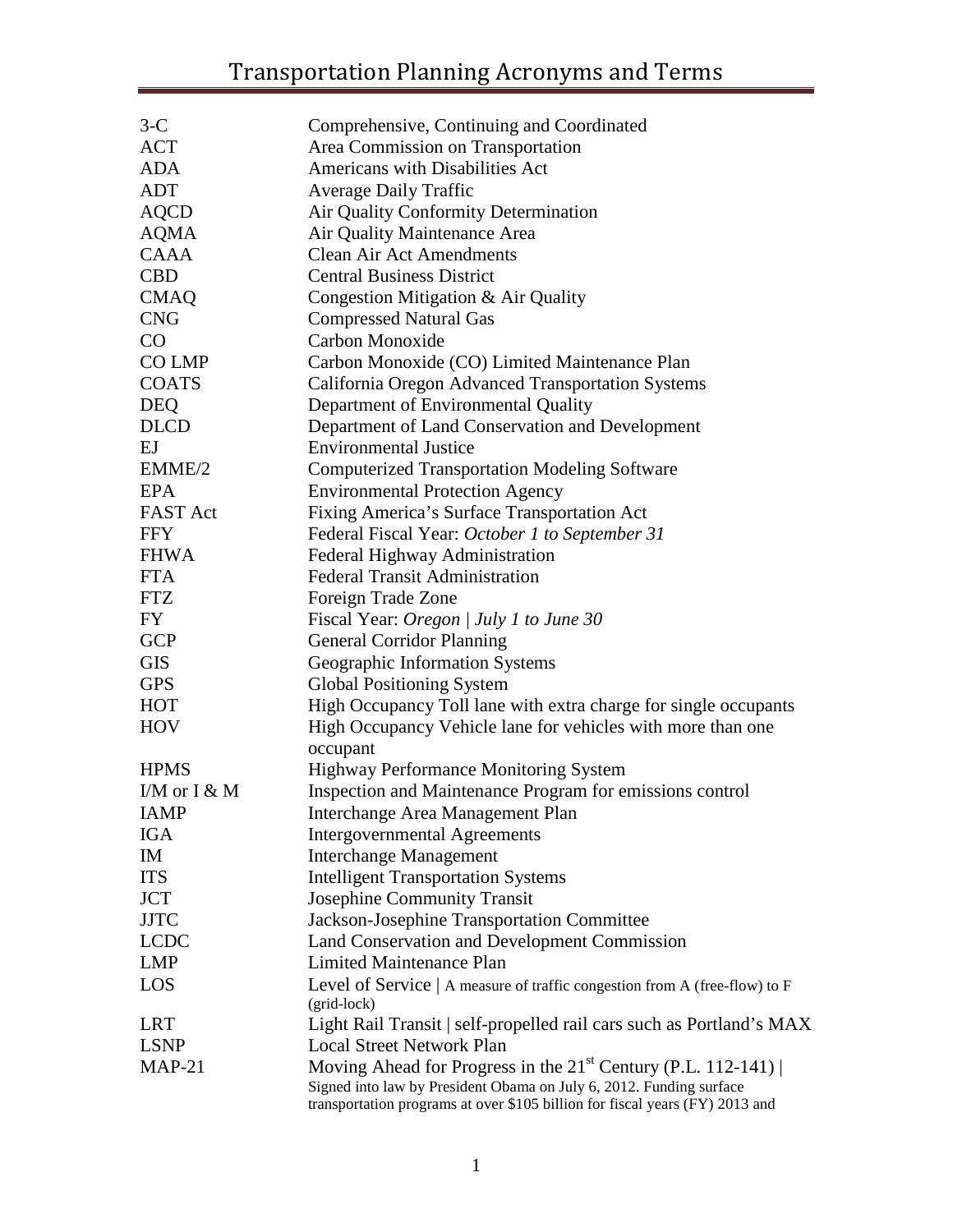# Transportation Planning Acronyms and Terms

| | |
|---|---|
| 3-C | Comprehensive, Continuing and Coordinated |
| ACT | Area Commission on Transportation |
| ADA | Americans with Disabilities Act |
| ADT | Average Daily Traffic |
| AQCD | Air Quality Conformity Determination |
| AQMA | Air Quality Maintenance Area |
| CAAA | Clean Air Act Amendments |
| CBD | Central Business District |
| CMAQ | Congestion Mitigation & Air Quality |
| CNG | Compressed Natural Gas |
| CO | Carbon Monoxide |
| CO LMP | Carbon Monoxide (CO) Limited Maintenance Plan |
| COATS | California Oregon Advanced Transportation Systems |
| DEQ | Department of Environmental Quality |
| DLCD | Department of Land Conservation and Development |
| EJ | Environmental Justice |
| EMME/2 | Computerized Transportation Modeling Software |
| EPA | Environmental Protection Agency |
| FAST Act | Fixing America's Surface Transportation Act |
| FFY | Federal Fiscal Year: *October 1 to September 31* |
| FHWA | Federal Highway Administration |
| FTA | Federal Transit Administration |
| FTZ | Foreign Trade Zone |
| FY | Fiscal Year: *Oregon \| July 1 to June 30* |
| GCP | General Corridor Planning |
| GIS | Geographic Information Systems |
| GPS | Global Positioning System |
| HOT | High Occupancy Toll lane with extra charge for single occupants |
| HOV | High Occupancy Vehicle lane for vehicles with more than one occupant |
| HPMS | Highway Performance Monitoring System |
| I/M or I & M | Inspection and Maintenance Program for emissions control |
| IAMP | Interchange Area Management Plan |
| IGA | Intergovernmental Agreements |
| IM | Interchange Management |
| ITS | Intelligent Transportation Systems |
| JCT | Josephine Community Transit |
| JJTC | Jackson-Josephine Transportation Committee |
| LCDC | Land Conservation and Development Commission |
| LMP | Limited Maintenance Plan |
| LOS | Level of Service \| A measure of traffic congestion from A (free-flow) to F (grid-lock) |
| LRT | Light Rail Transit \| self-propelled rail cars such as Portland's MAX |
| LSNP | Local Street Network Plan |
| MAP-21 | Moving Ahead for Progress in the 21st Century (P.L. 112-141) \| Signed into law by President Obama on July 6, 2012. Funding surface transportation programs at over $105 billion for fiscal years (FY) 2013 and |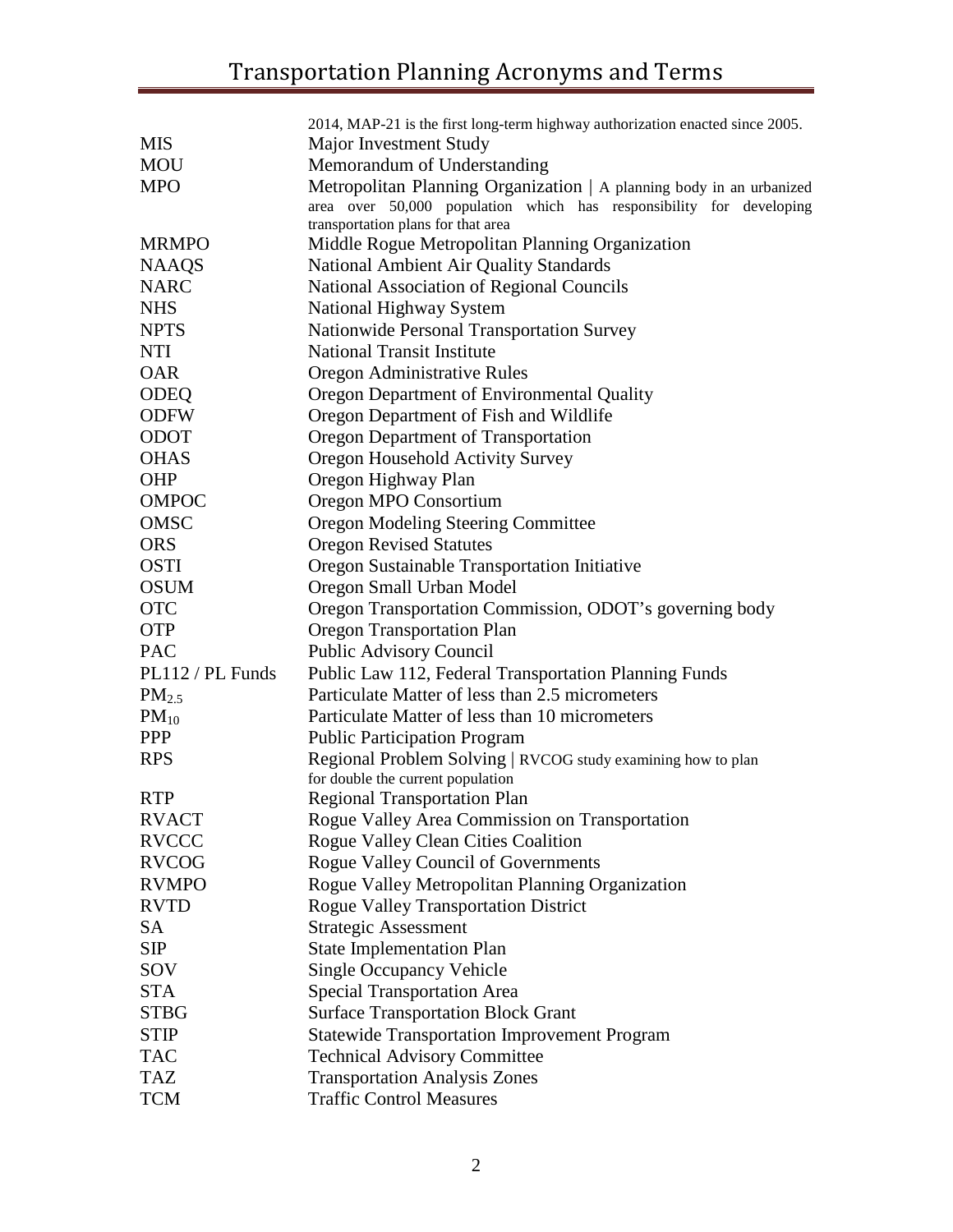| | |
|---|---|
| | 2014, MAP-21 is the first long-term highway authorization enacted since 2005. |
| MIS | Major Investment Study |
| MOU | Memorandum of Understanding |
| MPO | Metropolitan Planning Organization \| A planning body in an urbanized area over 50,000 population which has responsibility for developing transportation plans for that area |
| MRMPO | Middle Rogue Metropolitan Planning Organization |
| NAAQS | National Ambient Air Quality Standards |
| NARC | National Association of Regional Councils |
| NHS | National Highway System |
| NPTS | Nationwide Personal Transportation Survey |
| NTI | National Transit Institute |
| OAR | Oregon Administrative Rules |
| ODEQ | Oregon Department of Environmental Quality |
| ODFW | Oregon Department of Fish and Wildlife |
| ODOT | Oregon Department of Transportation |
| OHAS | Oregon Household Activity Survey |
| OHP | Oregon Highway Plan |
| OMPOC | Oregon MPO Consortium |
| OMSC | Oregon Modeling Steering Committee |
| ORS | Oregon Revised Statutes |
| OSTI | Oregon Sustainable Transportation Initiative |
| OSUM | Oregon Small Urban Model |
| OTC | Oregon Transportation Commission, ODOT's governing body |
| OTP | Oregon Transportation Plan |
| PAC | Public Advisory Council |
| PL112 / PL Funds | Public Law 112, Federal Transportation Planning Funds |
| $PM_{2.5}$ | Particulate Matter of less than 2.5 micrometers |
| $PM_{10}$ | Particulate Matter of less than 10 micrometers |
| PPP | Public Participation Program |
| RPS | Regional Problem Solving \| RVCOG study examining how to plan for double the current population |
| RTP | Regional Transportation Plan |
| RVACT | Rogue Valley Area Commission on Transportation |
| RVCCC | Rogue Valley Clean Cities Coalition |
| RVCOG | Rogue Valley Council of Governments |
| RVMPO | Rogue Valley Metropolitan Planning Organization |
| RVTD | Rogue Valley Transportation District |
| SA | Strategic Assessment |
| SIP | State Implementation Plan |
| SOV | Single Occupancy Vehicle |
| STA | Special Transportation Area |
| STBG | Surface Transportation Block Grant |
| STIP | Statewide Transportation Improvement Program |
| TAC | Technical Advisory Committee |
| TAZ | Transportation Analysis Zones |
| TCM | Traffic Control Measures |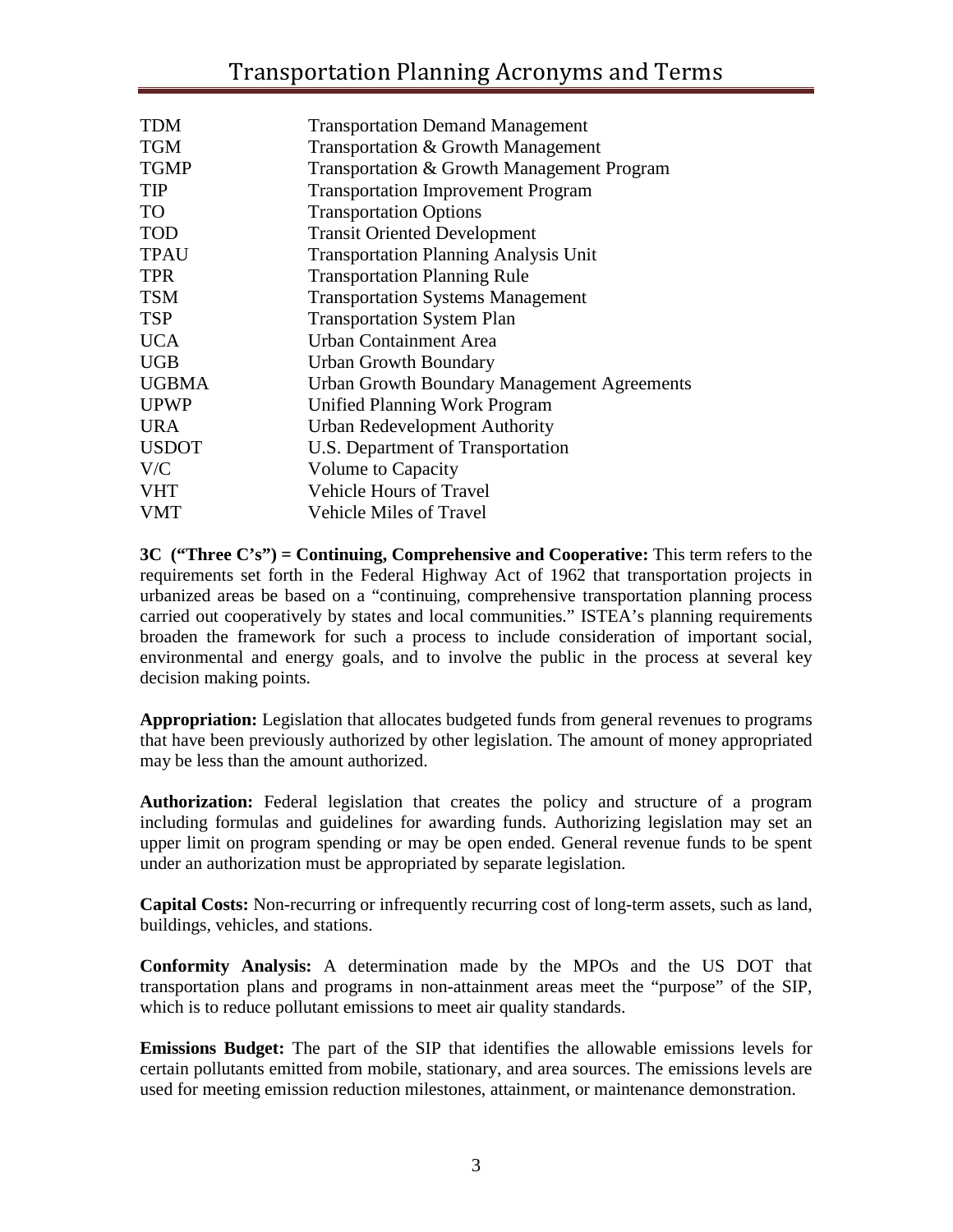| | |
|---|---|
| TDM | Transportation Demand Management |
| TGM | Transportation & Growth Management |
| TGMP | Transportation & Growth Management Program |
| TIP | Transportation Improvement Program |
| TO | Transportation Options |
| TOD | Transit Oriented Development |
| TPAU | Transportation Planning Analysis Unit |
| TPR | Transportation Planning Rule |
| TSM | Transportation Systems Management |
| TSP | Transportation System Plan |
| UCA | Urban Containment Area |
| UGB | Urban Growth Boundary |
| UGBMA | Urban Growth Boundary Management Agreements |
| UPWP | Unified Planning Work Program |
| URA | Urban Redevelopment Authority |
| USDOT | U.S. Department of Transportation |
| V/C | Volume to Capacity |
| VHT | Vehicle Hours of Travel |
| VMT | Vehicle Miles of Travel |

**3C ("Three C's") = Continuing, Comprehensive and Cooperative:** This term refers to the requirements set forth in the Federal Highway Act of 1962 that transportation projects in urbanized areas be based on a "continuing, comprehensive transportation planning process carried out cooperatively by states and local communities." ISTEA's planning requirements broaden the framework for such a process to include consideration of important social, environmental and energy goals, and to involve the public in the process at several key decision making points.

**Appropriation:** Legislation that allocates budgeted funds from general revenues to programs that have been previously authorized by other legislation. The amount of money appropriated may be less than the amount authorized.

**Authorization:** Federal legislation that creates the policy and structure of a program including formulas and guidelines for awarding funds. Authorizing legislation may set an upper limit on program spending or may be open ended. General revenue funds to be spent under an authorization must be appropriated by separate legislation.

**Capital Costs:** Non-recurring or infrequently recurring cost of long-term assets, such as land, buildings, vehicles, and stations.

**Conformity Analysis:** A determination made by the MPOs and the US DOT that transportation plans and programs in non-attainment areas meet the "purpose" of the SIP, which is to reduce pollutant emissions to meet air quality standards.

**Emissions Budget:** The part of the SIP that identifies the allowable emissions levels for certain pollutants emitted from mobile, stationary, and area sources. The emissions levels are used for meeting emission reduction milestones, attainment, or maintenance demonstration.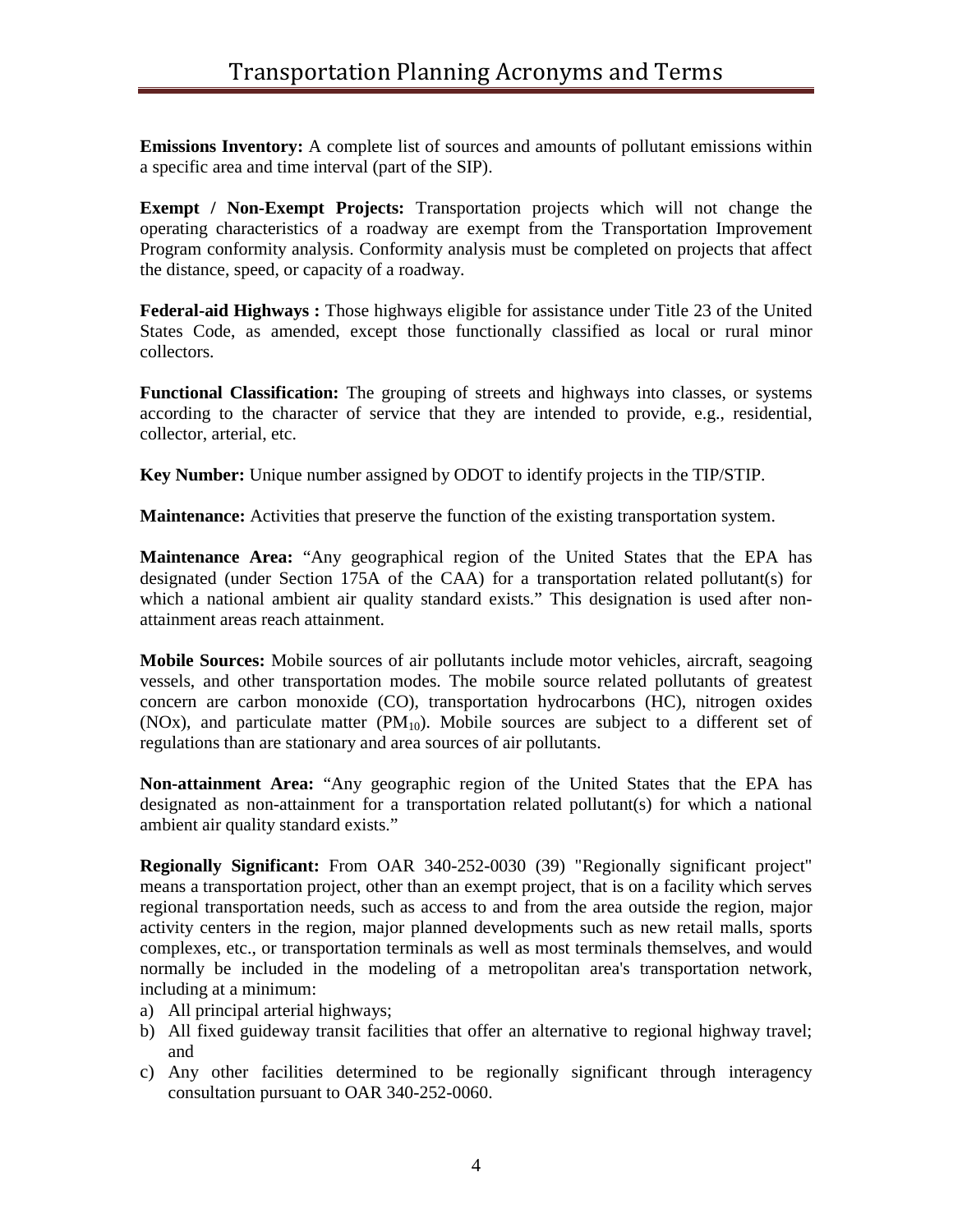**Emissions Inventory:** A complete list of sources and amounts of pollutant emissions within a specific area and time interval (part of the SIP).

**Exempt / Non-Exempt Projects:** Transportation projects which will not change the operating characteristics of a roadway are exempt from the Transportation Improvement Program conformity analysis. Conformity analysis must be completed on projects that affect the distance, speed, or capacity of a roadway.

**Federal-aid Highways :** Those highways eligible for assistance under Title 23 of the United States Code, as amended, except those functionally classified as local or rural minor collectors.

**Functional Classification:** The grouping of streets and highways into classes, or systems according to the character of service that they are intended to provide, e.g., residential, collector, arterial, etc.

**Key Number:** Unique number assigned by ODOT to identify projects in the TIP/STIP.

**Maintenance:** Activities that preserve the function of the existing transportation system.

**Maintenance Area:** "Any geographical region of the United States that the EPA has designated (under Section 175A of the CAA) for a transportation related pollutant(s) for which a national ambient air quality standard exists." This designation is used after non-attainment areas reach attainment.

**Mobile Sources:** Mobile sources of air pollutants include motor vehicles, aircraft, seagoing vessels, and other transportation modes. The mobile source related pollutants of greatest concern are carbon monoxide (CO), transportation hydrocarbons (HC), nitrogen oxides (NOx), and particulate matter ($PM_{10}$). Mobile sources are subject to a different set of regulations than are stationary and area sources of air pollutants.

**Non-attainment Area:** "Any geographic region of the United States that the EPA has designated as non-attainment for a transportation related pollutant(s) for which a national ambient air quality standard exists."

**Regionally Significant:** From OAR 340-252-0030 (39) "Regionally significant project" means a transportation project, other than an exempt project, that is on a facility which serves regional transportation needs, such as access to and from the area outside the region, major activity centers in the region, major planned developments such as new retail malls, sports complexes, etc., or transportation terminals as well as most terminals themselves, and would normally be included in the modeling of a metropolitan area's transportation network, including at a minimum:

a) All principal arterial highways;
b) All fixed guideway transit facilities that offer an alternative to regional highway travel; and
c) Any other facilities determined to be regionally significant through interagency consultation pursuant to OAR 340-252-0060.